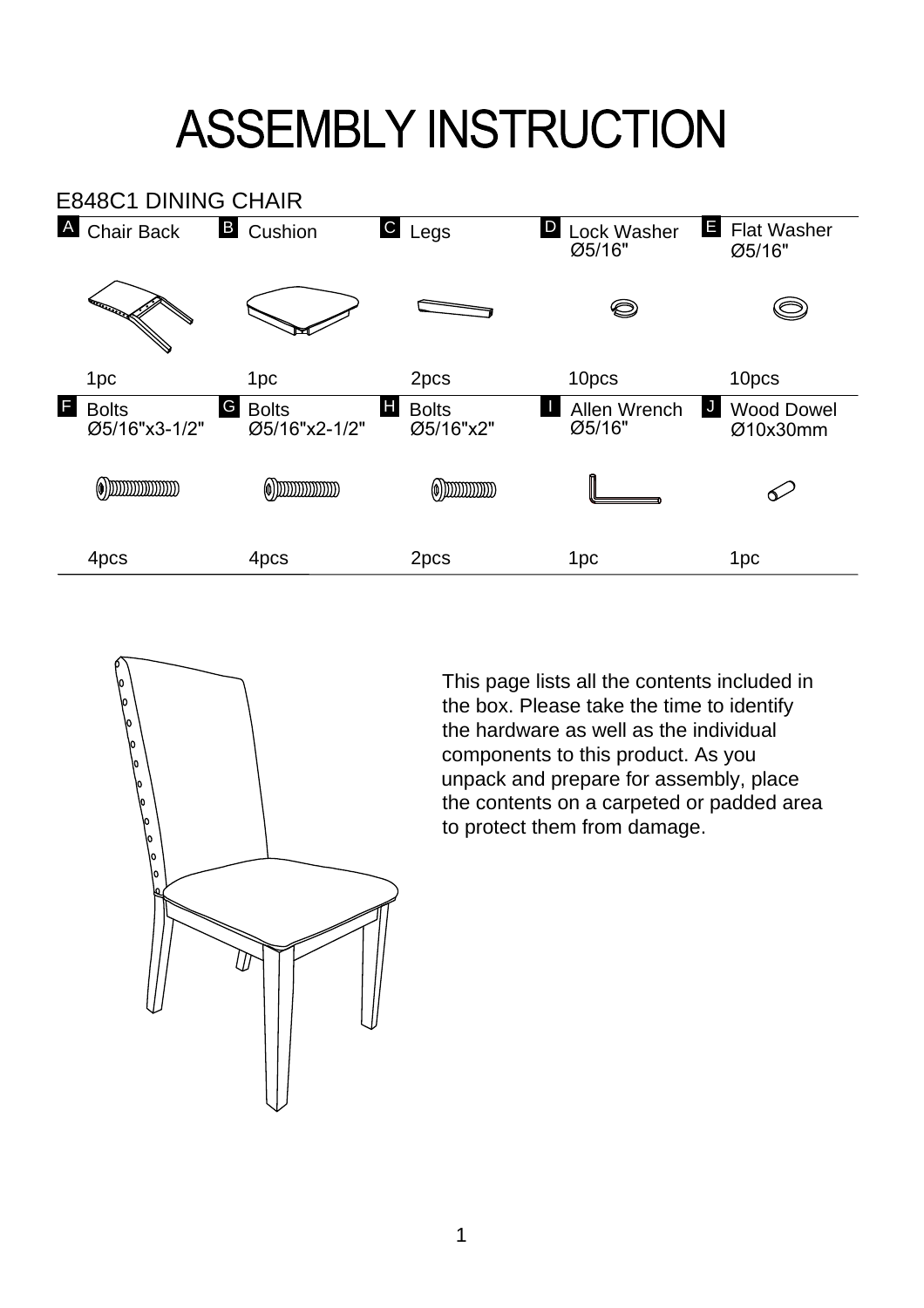# ASSEMBLY INSTRUCTION

## E848C1 DINING CHAIR

| Part | Description | Quantity |
|---|---|---|
| A | Chair Back | 1pc |
| B | Cushion | 1pc |
| C | Legs | 2pcs |
| D | Lock Washer Ø5/16" | 10pcs |
| E | Flat Washer Ø5/16" | 10pcs |
| F | Bolts Ø5/16"x3-1/2" | 4pcs |
| G | Bolts Ø5/16"x2-1/2" | 4pcs |
| H | Bolts Ø5/16"x2" | 2pcs |
| I | Allen Wrench Ø5/16" | 1pc |
| J | Wood Dowel Ø10x30mm | 1pc |

This page lists all the contents included in the box. Please take the time to identify the hardware as well as the individual components to this product. As you unpack and prepare for assembly, place the contents on a carpeted or padded area to protect them from damage.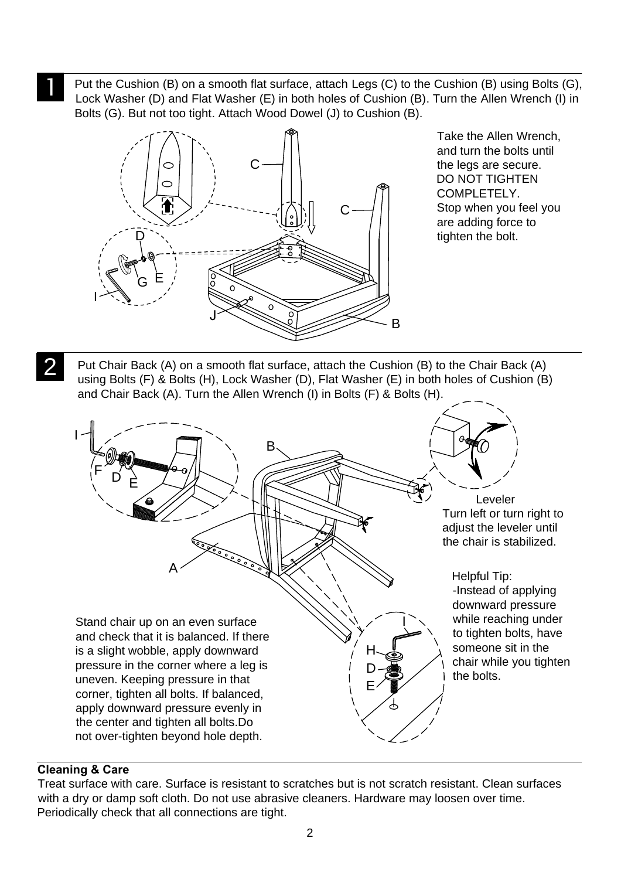## 1

Put the Cushion (B) on a smooth flat surface, attach Legs (C) to the Cushion (B) using Bolts (G), Lock Washer (D) and Flat Washer (E) in both holes of Cushion (B). Turn the Allen Wrench (I) in Bolts (G). But not too tight. Attach Wood Dowel (J) to Cushion (B).

C

C

D

G E

I

J

B

Take the Allen Wrench, and turn the bolts until the legs are secure.
DO NOT TIGHTEN COMPLETELY.
Stop when you feel you are adding force to tighten the bolt.

## 2

Put Chair Back (A) on a smooth flat surface, attach the Cushion (B) to the Chair Back (A) using Bolts (F) & Bolts (H), Lock Washer (D), Flat Washer (E) in both holes of Cushion (B) and Chair Back (A). Turn the Allen Wrench (I) in Bolts (F) & Bolts (H).

I

F

D E

B

A

Leveler
Turn left or turn right to adjust the leveler until the chair is stabilized.

Helpful Tip:
-Instead of applying downward pressure while reaching under to tighten bolts, have someone sit in the chair while you tighten the bolts.

I

H

D

E

Stand chair up on an even surface and check that it is balanced. If there is a slight wobble, apply downward pressure in the corner where a leg is uneven. Keeping pressure in that corner, tighten all bolts. If balanced, apply downward pressure evenly in the center and tighten all bolts.Do not over-tighten beyond hole depth.

**Cleaning & Care**

Treat surface with care. Surface is resistant to scratches but is not scratch resistant. Clean surfaces with a dry or damp soft cloth. Do not use abrasive cleaners. Hardware may loosen over time. Periodically check that all connections are tight.